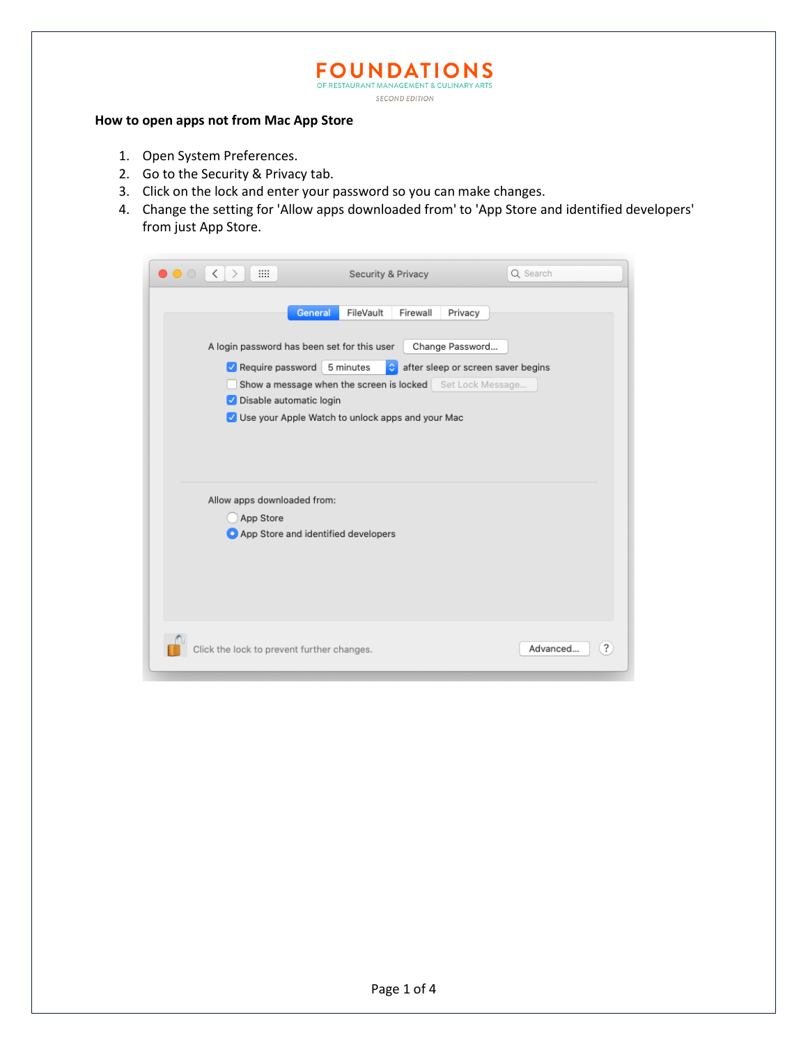# FOUNDATIONS

OF RESTAURANT MANAGEMENT & CULINARY ARTS

SECOND EDITION

**How to open apps not from Mac App Store**

1. Open System Preferences.
2. Go to the Security & Privacy tab.
3. Click on the lock and enter your password so you can make changes.
4. Change the setting for 'Allow apps downloaded from' to 'App Store and identified developers' from just App Store.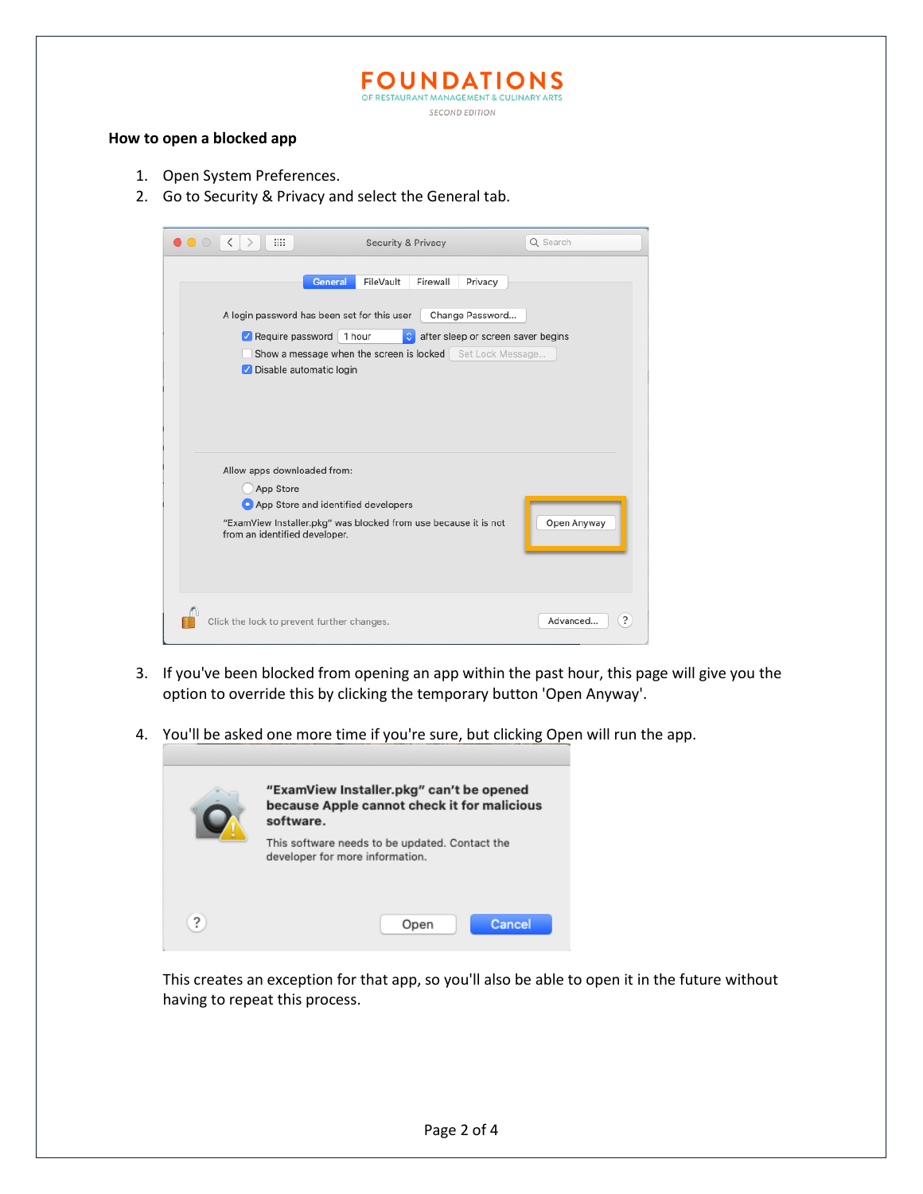**How to open a blocked app**

1. Open System Preferences.
2. Go to Security & Privacy and select the General tab.
3. If you've been blocked from opening an app within the past hour, this page will give you the option to override this by clicking the temporary button 'Open Anyway'.
4. You'll be asked one more time if you're sure, but clicking Open will run the app.

This creates an exception for that app, so you'll also be able to open it in the future without having to repeat this process.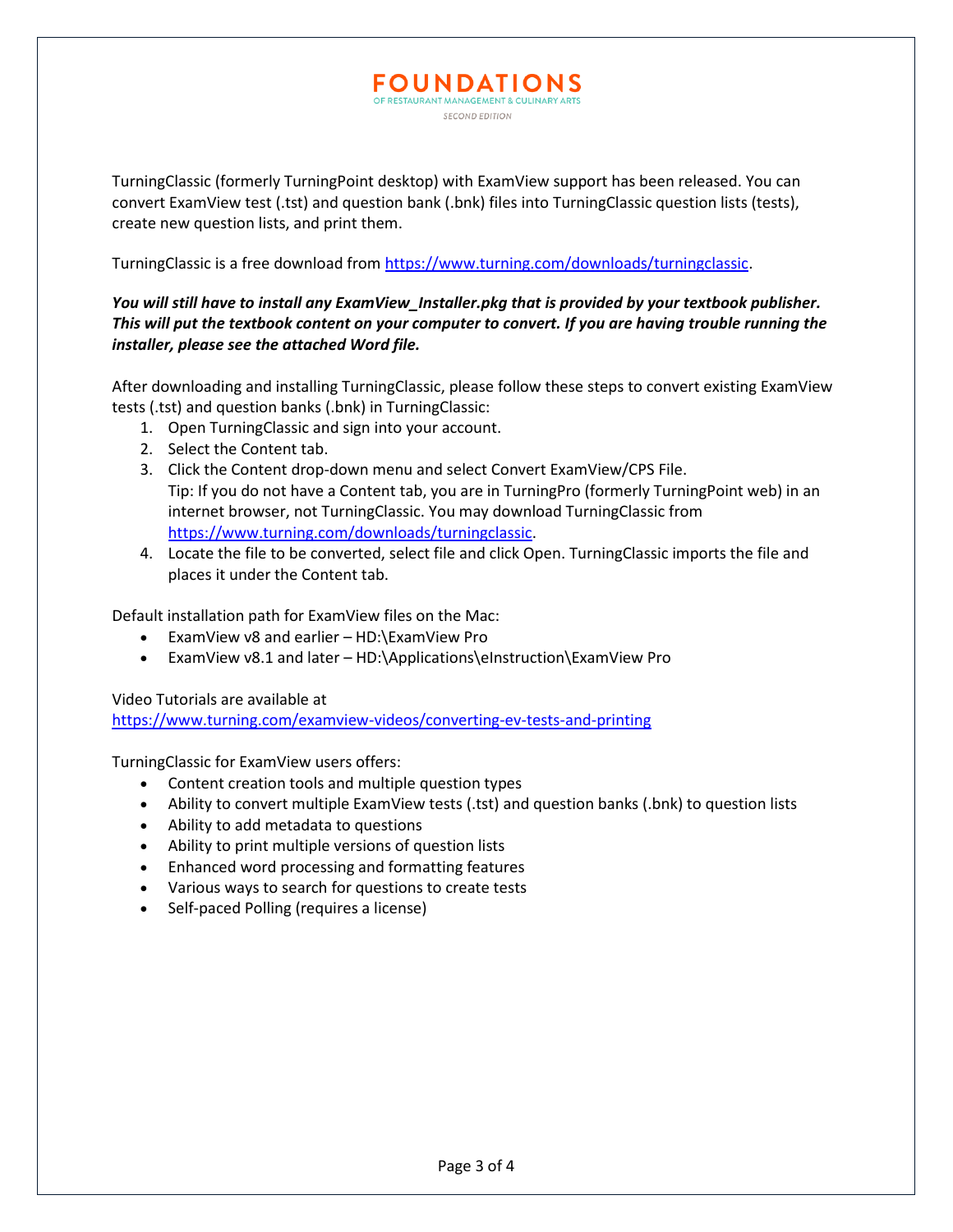# FOUNDATIONS

OF RESTAURANT MANAGEMENT & CULINARY ARTS

SECOND EDITION

TurningClassic (formerly TurningPoint desktop) with ExamView support has been released. You can convert ExamView test (.tst) and question bank (.bnk) files into TurningClassic question lists (tests), create new question lists, and print them.

TurningClassic is a free download from https://www.turning.com/downloads/turningclassic.

***You will still have to install any ExamView_Installer.pkg that is provided by your textbook publisher. This will put the textbook content on your computer to convert. If you are having trouble running the installer, please see the attached Word file.***

After downloading and installing TurningClassic, please follow these steps to convert existing ExamView tests (.tst) and question banks (.bnk) in TurningClassic:

1. Open TurningClassic and sign into your account.
2. Select the Content tab.
3. Click the Content drop-down menu and select Convert ExamView/CPS File.
   Tip: If you do not have a Content tab, you are in TurningPro (formerly TurningPoint web) in an internet browser, not TurningClassic. You may download TurningClassic from https://www.turning.com/downloads/turningclassic.
4. Locate the file to be converted, select file and click Open. TurningClassic imports the file and places it under the Content tab.

Default installation path for ExamView files on the Mac:

- ExamView v8 and earlier – HD:\ExamView Pro
- ExamView v8.1 and later – HD:\Applications\eInstruction\ExamView Pro

Video Tutorials are available at
https://www.turning.com/examview-videos/converting-ev-tests-and-printing

TurningClassic for ExamView users offers:

- Content creation tools and multiple question types
- Ability to convert multiple ExamView tests (.tst) and question banks (.bnk) to question lists
- Ability to add metadata to questions
- Ability to print multiple versions of question lists
- Enhanced word processing and formatting features
- Various ways to search for questions to create tests
- Self-paced Polling (requires a license)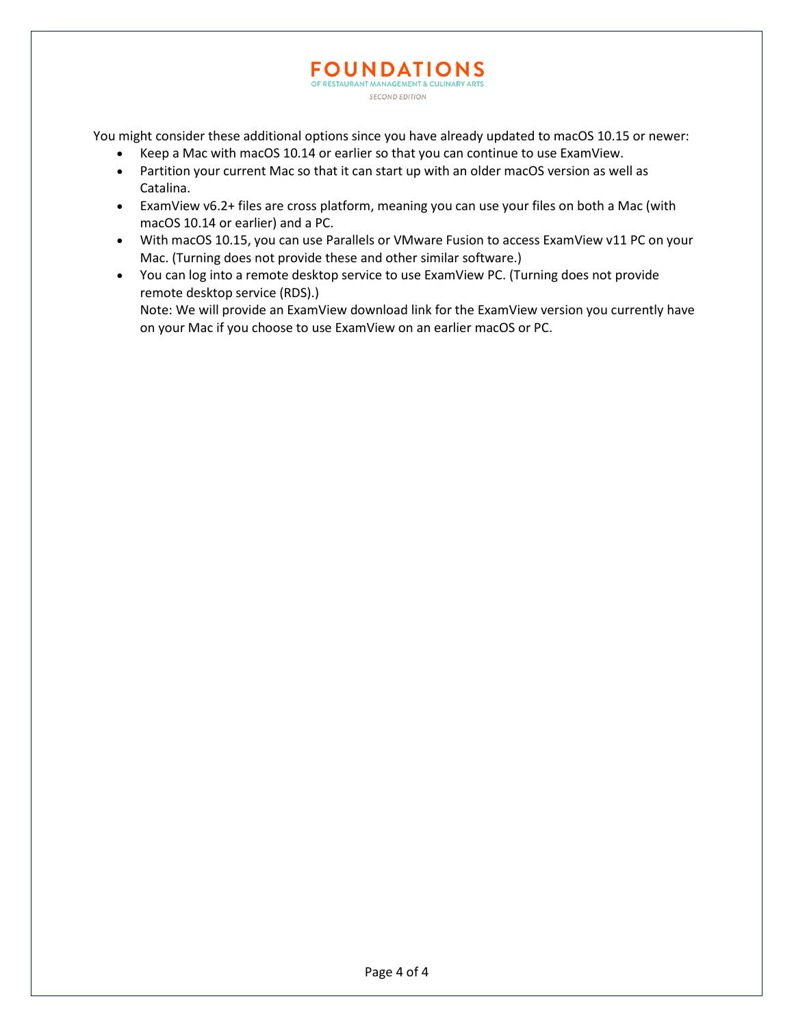You might consider these additional options since you have already updated to macOS 10.15 or newer:

- Keep a Mac with macOS 10.14 or earlier so that you can continue to use ExamView.
- Partition your current Mac so that it can start up with an older macOS version as well as Catalina.
- ExamView v6.2+ files are cross platform, meaning you can use your files on both a Mac (with macOS 10.14 or earlier) and a PC.
- With macOS 10.15, you can use Parallels or VMware Fusion to access ExamView v11 PC on your Mac. (Turning does not provide these and other similar software.)
- You can log into a remote desktop service to use ExamView PC. (Turning does not provide remote desktop service (RDS).)
  Note: We will provide an ExamView download link for the ExamView version you currently have on your Mac if you choose to use ExamView on an earlier macOS or PC.